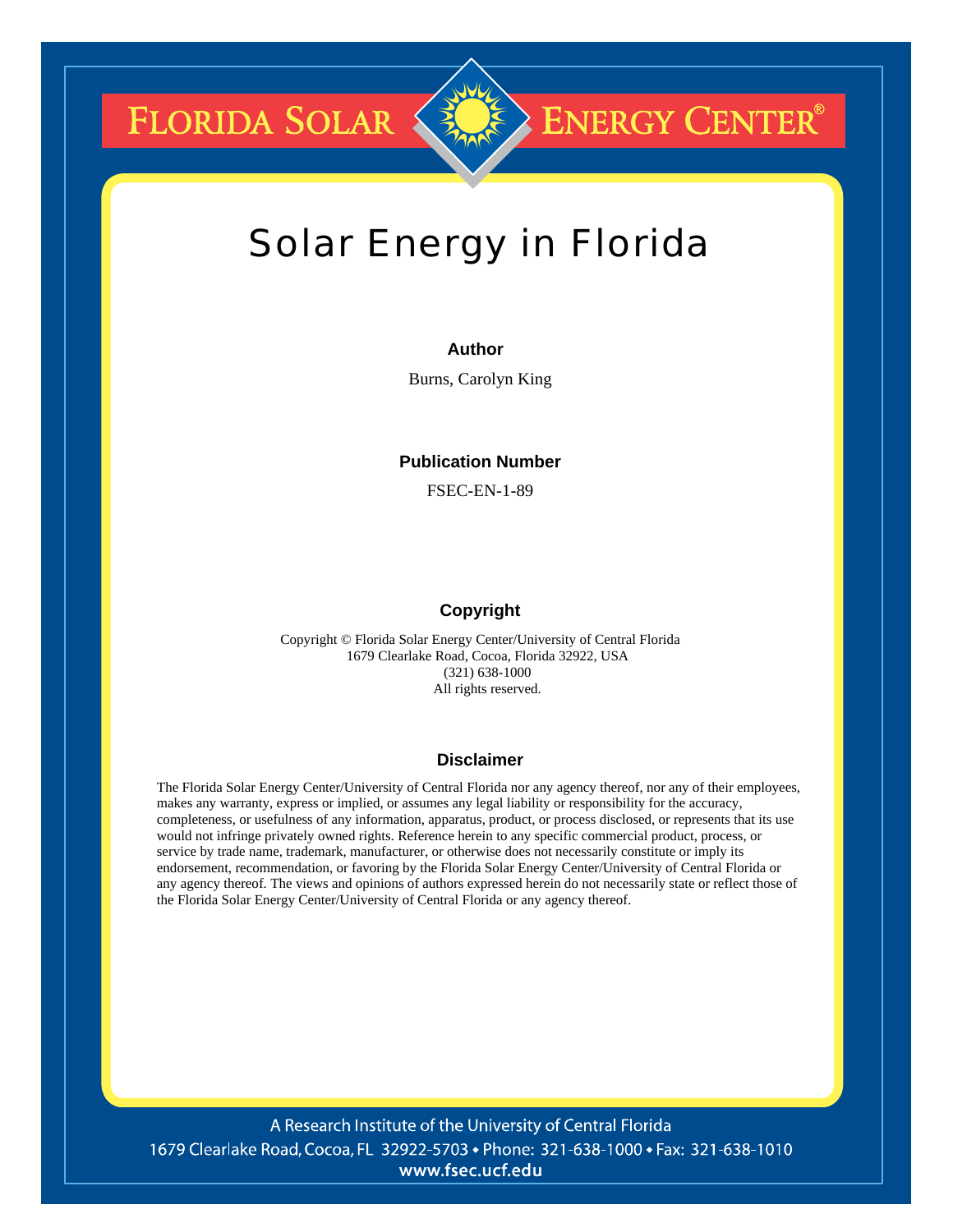FLORIDA SOLAR ENERGY CENTER®

# Solar Energy in Florida

### Author

Burns, Carolyn King

### Publication Number

FSEC-EN-1-89

### Copyright

Copyright © Florida Solar Energy Center/University of Central Florida
1679 Clearlake Road, Cocoa, Florida 32922, USA
(321) 638-1000
All rights reserved.

### Disclaimer

The Florida Solar Energy Center/University of Central Florida nor any agency thereof, nor any of their employees, makes any warranty, express or implied, or assumes any legal liability or responsibility for the accuracy, completeness, or usefulness of any information, apparatus, product, or process disclosed, or represents that its use would not infringe privately owned rights. Reference herein to any specific commercial product, process, or service by trade name, trademark, manufacturer, or otherwise does not necessarily constitute or imply its endorsement, recommendation, or favoring by the Florida Solar Energy Center/University of Central Florida or any agency thereof. The views and opinions of authors expressed herein do not necessarily state or reflect those of the Florida Solar Energy Center/University of Central Florida or any agency thereof.

A Research Institute of the University of Central Florida
1679 Clearlake Road, Cocoa, FL 32922-5703 • Phone: 321-638-1000 • Fax: 321-638-1010
www.fsec.ucf.edu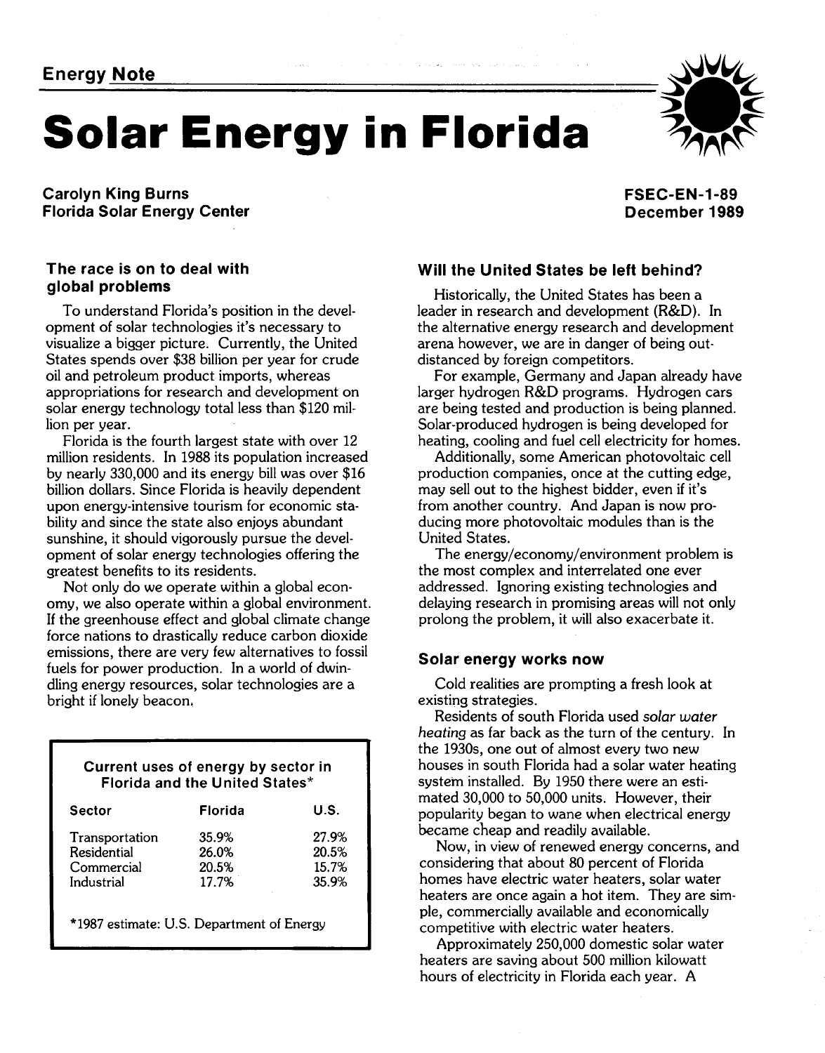Energy Note

# Solar Energy in Florida

**Carolyn King Burns**
**Florida Solar Energy Center**

**FSEC-EN-1-89**
**December 1989**

### The race is on to deal with global problems

To understand Florida's position in the development of solar technologies it's necessary to visualize a bigger picture. Currently, the United States spends over $38 billion per year for crude oil and petroleum product imports, whereas appropriations for research and development on solar energy technology total less than $120 million per year.

Florida is the fourth largest state with over 12 million residents. In 1988 its population increased by nearly 330,000 and its energy bill was over $16 billion dollars. Since Florida is heavily dependent upon energy-intensive tourism for economic stability and since the state also enjoys abundant sunshine, it should vigorously pursue the development of solar energy technologies offering the greatest benefits to its residents.

Not only do we operate within a global economy, we also operate within a global environment. If the greenhouse effect and global climate change force nations to drastically reduce carbon dioxide emissions, there are very few alternatives to fossil fuels for power production. In a world of dwindling energy resources, solar technologies are a bright if lonely beacon.

**Current uses of energy by sector in Florida and the United States***

| Sector | Florida | U.S. |
|---|---|---|
| Transportation | 35.9% | 27.9% |
| Residential | 26.0% | 20.5% |
| Commercial | 20.5% | 15.7% |
| Industrial | 17.7% | 35.9% |

*1987 estimate: U.S. Department of Energy

### Will the United States be left behind?

Historically, the United States has been a leader in research and development (R&D). In the alternative energy research and development arena however, we are in danger of being outdistanced by foreign competitors.

For example, Germany and Japan already have larger hydrogen R&D programs. Hydrogen cars are being tested and production is being planned. Solar-produced hydrogen is being developed for heating, cooling and fuel cell electricity for homes.

Additionally, some American photovoltaic cell production companies, once at the cutting edge, may sell out to the highest bidder, even if it's from another country. And Japan is now producing more photovoltaic modules than is the United States.

The energy/economy/environment problem is the most complex and interrelated one ever addressed. Ignoring existing technologies and delaying research in promising areas will not only prolong the problem, it will also exacerbate it.

### Solar energy works now

Cold realities are prompting a fresh look at existing strategies.

Residents of south Florida used *solar water heating* as far back as the turn of the century. In the 1930s, one out of almost every two new houses in south Florida had a solar water heating system installed. By 1950 there were an estimated 30,000 to 50,000 units. However, their popularity began to wane when electrical energy became cheap and readily available.

Now, in view of renewed energy concerns, and considering that about 80 percent of Florida homes have electric water heaters, solar water heaters are once again a hot item. They are simple, commercially available and economically competitive with electric water heaters.

Approximately 250,000 domestic solar water heaters are saving about 500 million kilowatt hours of electricity in Florida each year. A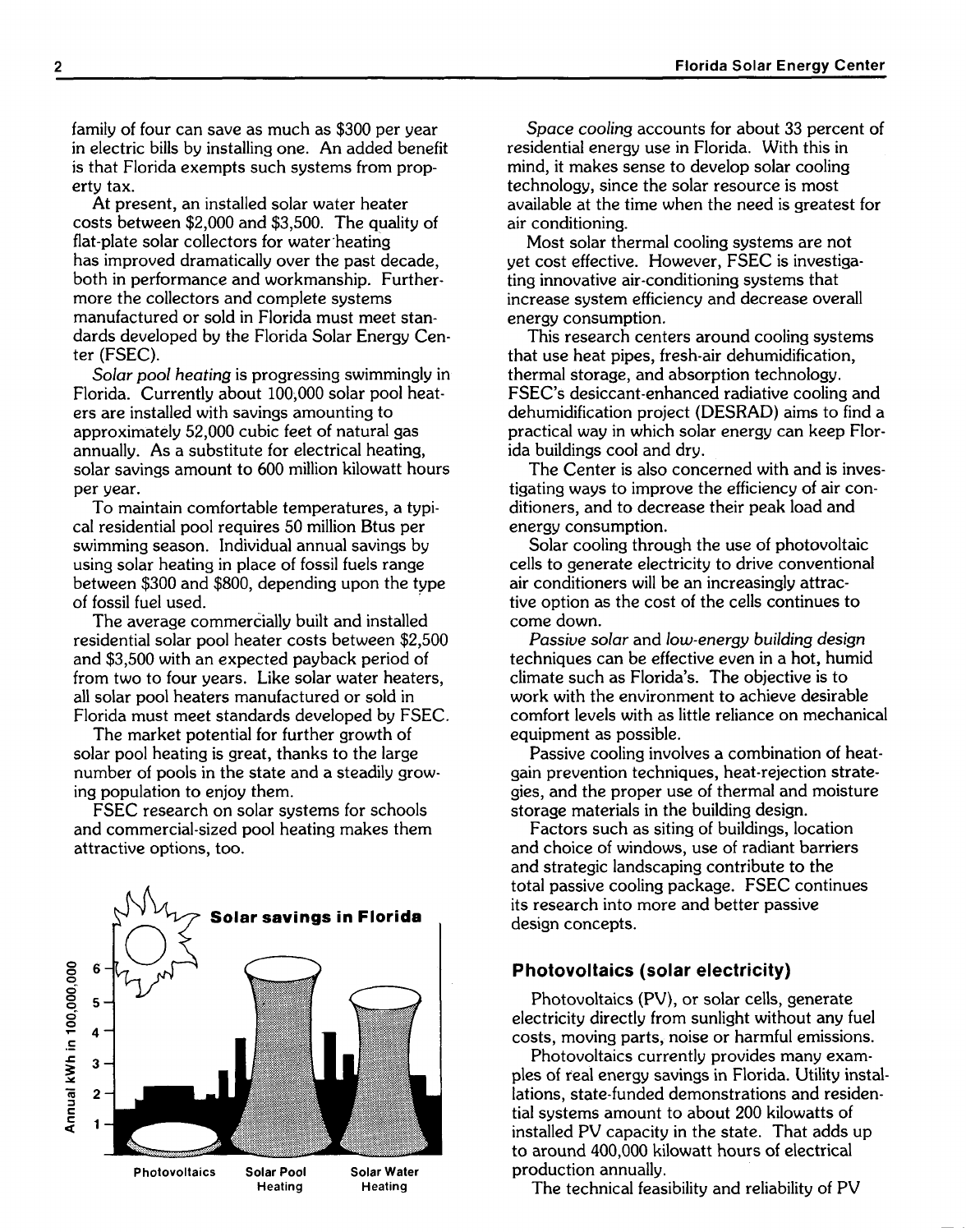family of four can save as much as $300 per year in electric bills by installing one. An added benefit is that Florida exempts such systems from property tax.

At present, an installed solar water heater costs between $2,000 and $3,500. The quality of flat-plate solar collectors for water heating has improved dramatically over the past decade, both in performance and workmanship. Furthermore the collectors and complete systems manufactured or sold in Florida must meet standards developed by the Florida Solar Energy Center (FSEC).

*Solar pool heating* is progressing swimmingly in Florida. Currently about 100,000 solar pool heaters are installed with savings amounting to approximately 52,000 cubic feet of natural gas annually. As a substitute for electrical heating, solar savings amount to 600 million kilowatt hours per year.

To maintain comfortable temperatures, a typical residential pool requires 50 million Btus per swimming season. Individual annual savings by using solar heating in place of fossil fuels range between $300 and $800, depending upon the type of fossil fuel used.

The average commercially built and installed residential solar pool heater costs between $2,500 and $3,500 with an expected payback period of from two to four years. Like solar water heaters, all solar pool heaters manufactured or sold in Florida must meet standards developed by FSEC.

The market potential for further growth of solar pool heating is great, thanks to the large number of pools in the state and a steadily growing population to enjoy them.

FSEC research on solar systems for schools and commercial-sized pool heating makes them attractive options, too.

**Solar savings in Florida**

Annual kWh in 100,000,000

Photovoltaics — Solar Pool Heating — Solar Water Heating

*Space cooling* accounts for about 33 percent of residential energy use in Florida. With this in mind, it makes sense to develop solar cooling technology, since the solar resource is most available at the time when the need is greatest for air conditioning.

Most solar thermal cooling systems are not yet cost effective. However, FSEC is investigating innovative air-conditioning systems that increase system efficiency and decrease overall energy consumption.

This research centers around cooling systems that use heat pipes, fresh-air dehumidification, thermal storage, and absorption technology. FSEC's desiccant-enhanced radiative cooling and dehumidification project (DESRAD) aims to find a practical way in which solar energy can keep Florida buildings cool and dry.

The Center is also concerned with and is investigating ways to improve the efficiency of air conditioners, and to decrease their peak load and energy consumption.

Solar cooling through the use of photovoltaic cells to generate electricity to drive conventional air conditioners will be an increasingly attractive option as the cost of the cells continues to come down.

*Passive solar* and *low-energy building design* techniques can be effective even in a hot, humid climate such as Florida's. The objective is to work with the environment to achieve desirable comfort levels with as little reliance on mechanical equipment as possible.

Passive cooling involves a combination of heat-gain prevention techniques, heat-rejection strategies, and the proper use of thermal and moisture storage materials in the building design.

Factors such as siting of buildings, location and choice of windows, use of radiant barriers and strategic landscaping contribute to the total passive cooling package. FSEC continues its research into more and better passive design concepts.

### Photovoltaics (solar electricity)

Photovoltaics (PV), or solar cells, generate electricity directly from sunlight without any fuel costs, moving parts, noise or harmful emissions.

Photovoltaics currently provides many examples of real energy savings in Florida. Utility installations, state-funded demonstrations and residential systems amount to about 200 kilowatts of installed PV capacity in the state. That adds up to around 400,000 kilowatt hours of electrical production annually.

The technical feasibility and reliability of PV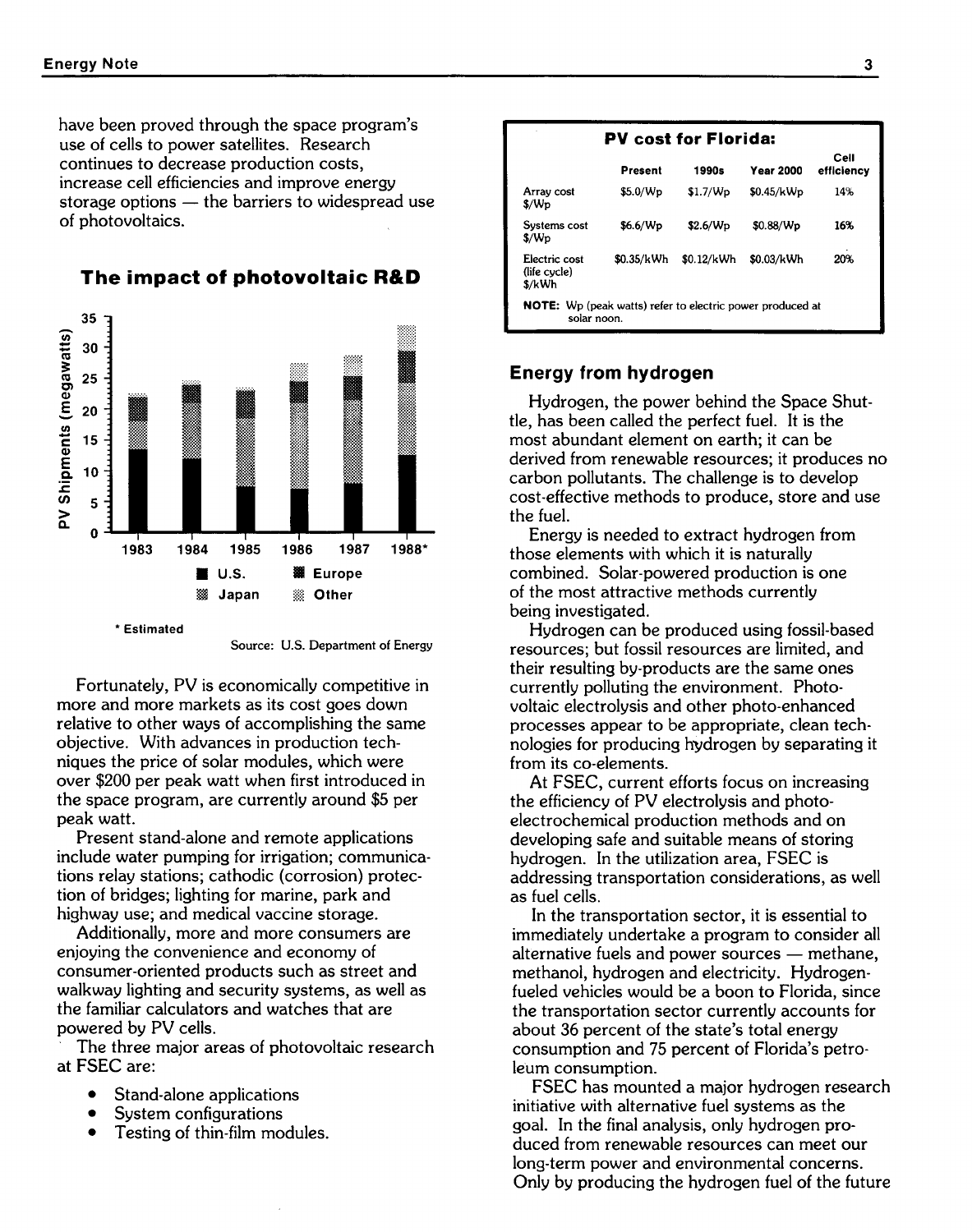have been proved through the space program's use of cells to power satellites. Research continues to decrease production costs, increase cell efficiencies and improve energy storage options — the barriers to widespread use of photovoltaics.

## The impact of photovoltaic R&D

PV Shipments (megawatts)

1983 1984 1985 1986 1987 1988*

U.S. Europe Japan Other

\* Estimated

Source: U.S. Department of Energy

Fortunately, PV is economically competitive in more and more markets as its cost goes down relative to other ways of accomplishing the same objective. With advances in production techniques the price of solar modules, which were over $200 per peak watt when first introduced in the space program, are currently around $5 per peak watt.

Present stand-alone and remote applications include water pumping for irrigation; communications relay stations; cathodic (corrosion) protection of bridges; lighting for marine, park and highway use; and medical vaccine storage.

Additionally, more and more consumers are enjoying the convenience and economy of consumer-oriented products such as street and walkway lighting and security systems, as well as the familiar calculators and watches that are powered by PV cells.

The three major areas of photovoltaic research at FSEC are:

- Stand-alone applications
- System configurations
- Testing of thin-film modules.

**PV cost for Florida:**

| | Present | 1990s | Year 2000 | Cell efficiency |
|---|---|---|---|---|
| Array cost $/Wp | $5.0/Wp | $1.7/Wp | $0.45/kWp | 14% |
| Systems cost $/Wp | $6.6/Wp | $2.6/Wp | $0.88/Wp | 16% |
| Electric cost (life cycle) $/kWh | $0.35/kWh | $0.12/kWh | $0.03/kWh | 20% |

**NOTE:** Wp (peak watts) refer to electric power produced at solar noon.

## Energy from hydrogen

Hydrogen, the power behind the Space Shuttle, has been called the perfect fuel. It is the most abundant element on earth; it can be derived from renewable resources; it produces no carbon pollutants. The challenge is to develop cost-effective methods to produce, store and use the fuel.

Energy is needed to extract hydrogen from those elements with which it is naturally combined. Solar-powered production is one of the most attractive methods currently being investigated.

Hydrogen can be produced using fossil-based resources; but fossil resources are limited, and their resulting by-products are the same ones currently polluting the environment. Photovoltaic electrolysis and other photo-enhanced processes appear to be appropriate, clean technologies for producing hydrogen by separating it from its co-elements.

At FSEC, current efforts focus on increasing the efficiency of PV electrolysis and photoelectrochemical production methods and on developing safe and suitable means of storing hydrogen. In the utilization area, FSEC is addressing transportation considerations, as well as fuel cells.

In the transportation sector, it is essential to immediately undertake a program to consider all alternative fuels and power sources — methane, methanol, hydrogen and electricity. Hydrogen-fueled vehicles would be a boon to Florida, since the transportation sector currently accounts for about 36 percent of the state's total energy consumption and 75 percent of Florida's petroleum consumption.

FSEC has mounted a major hydrogen research initiative with alternative fuel systems as the goal. In the final analysis, only hydrogen produced from renewable resources can meet our long-term power and environmental concerns. Only by producing the hydrogen fuel of the future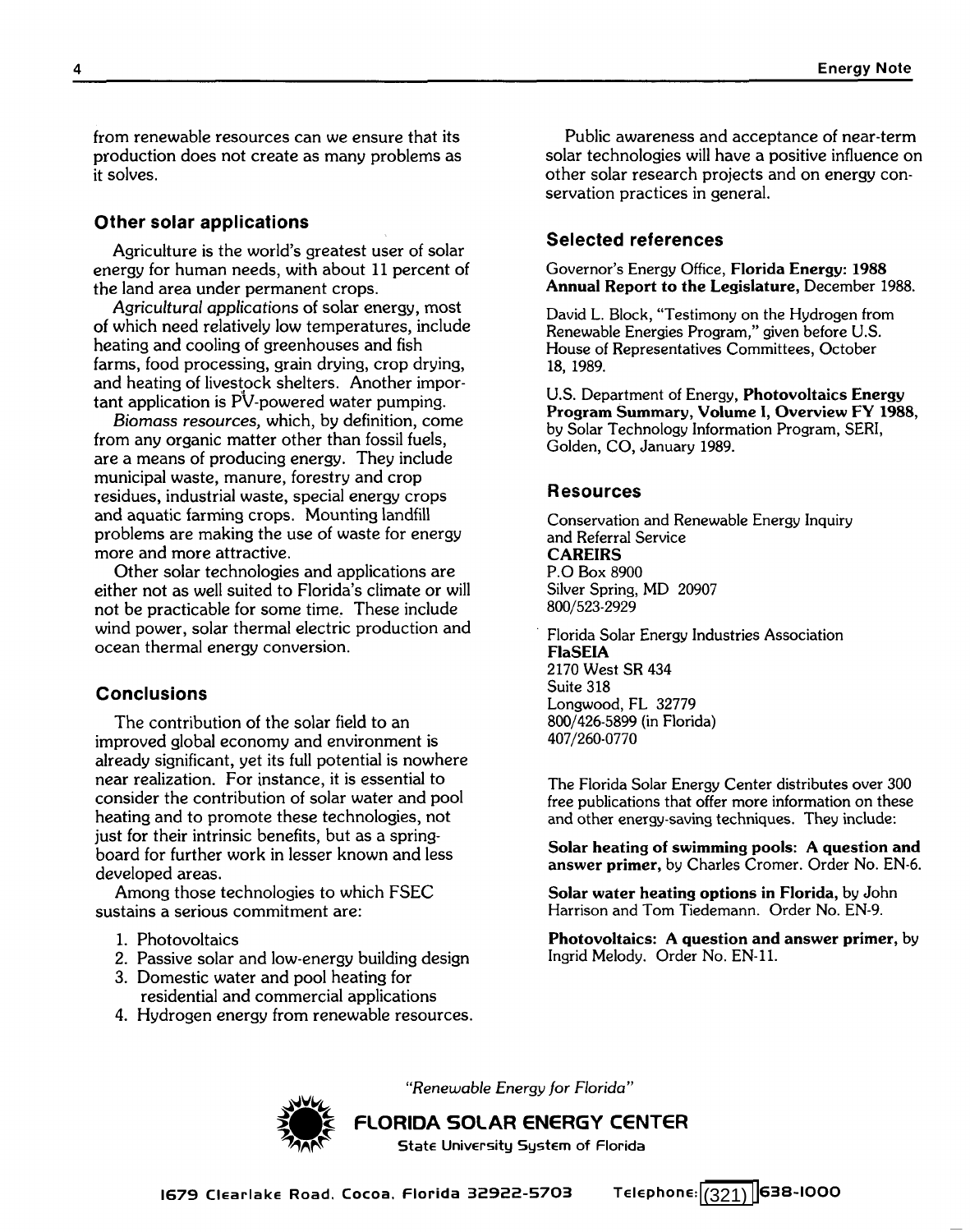from renewable resources can we ensure that its production does not create as many problems as it solves.

### Other solar applications

Agriculture is the world's greatest user of solar energy for human needs, with about 11 percent of the land area under permanent crops.

*Agricultural applications* of solar energy, most of which need relatively low temperatures, include heating and cooling of greenhouses and fish farms, food processing, grain drying, crop drying, and heating of livestock shelters. Another important application is PV-powered water pumping.

*Biomass resources,* which, by definition, come from any organic matter other than fossil fuels, are a means of producing energy. They include municipal waste, manure, forestry and crop residues, industrial waste, special energy crops and aquatic farming crops. Mounting landfill problems are making the use of waste for energy more and more attractive.

Other solar technologies and applications are either not as well suited to Florida's climate or will not be practicable for some time. These include wind power, solar thermal electric production and ocean thermal energy conversion.

### Conclusions

The contribution of the solar field to an improved global economy and environment is already significant, yet its full potential is nowhere near realization. For instance, it is essential to consider the contribution of solar water and pool heating and to promote these technologies, not just for their intrinsic benefits, but as a springboard for further work in lesser known and less developed areas.

Among those technologies to which FSEC sustains a serious commitment are:

1. Photovoltaics
2. Passive solar and low-energy building design
3. Domestic water and pool heating for residential and commercial applications
4. Hydrogen energy from renewable resources.

Public awareness and acceptance of near-term solar technologies will have a positive influence on other solar research projects and on energy conservation practices in general.

### Selected references

Governor's Energy Office, **Florida Energy: 1988 Annual Report to the Legislature,** December 1988.

David L. Block, "Testimony on the Hydrogen from Renewable Energies Program," given before U.S. House of Representatives Committees, October 18, 1989.

U.S. Department of Energy, **Photovoltaics Energy Program Summary, Volume I, Overview FY 1988,** by Solar Technology Information Program, SERI, Golden, CO, January 1989.

### Resources

Conservation and Renewable Energy Inquiry and Referral Service
**CAREIRS**
P.O Box 8900
Silver Spring, MD 20907
800/523-2929

Florida Solar Energy Industries Association
**FlaSEIA**
2170 West SR 434
Suite 318
Longwood, FL 32779
800/426-5899 (in Florida)
407/260-0770

The Florida Solar Energy Center distributes over 300 free publications that offer more information on these and other energy-saving techniques. They include:

**Solar heating of swimming pools: A question and answer primer,** by Charles Cromer. Order No. EN-6.

**Solar water heating options in Florida,** by John Harrison and Tom Tiedemann. Order No. EN-9.

**Photovoltaics: A question and answer primer,** by Ingrid Melody. Order No. EN-11.

*"Renewable Energy for Florida"*

**FLORIDA SOLAR ENERGY CENTER**

State University System of Florida

1679 Clearlake Road, Cocoa, Florida 32922-5703 Telephone: (321) 638-1000